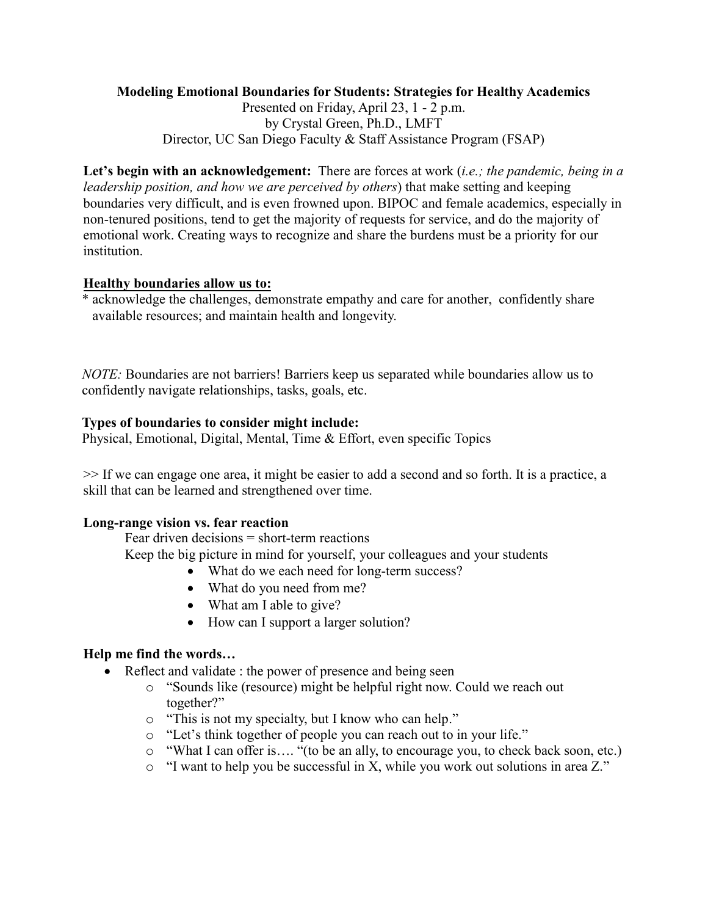**Modeling Emotional Boundaries for Students: Strategies for Healthy Academics**

Presented on Friday, April 23, 1 - 2 p.m.
by Crystal Green, Ph.D., LMFT
Director, UC San Diego Faculty & Staff Assistance Program (FSAP)

**Let's begin with an acknowledgement:** There are forces at work (*i.e.; the pandemic, being in a leadership position, and how we are perceived by others*) that make setting and keeping boundaries very difficult, and is even frowned upon. BIPOC and female academics, especially in non-tenured positions, tend to get the majority of requests for service, and do the majority of emotional work. Creating ways to recognize and share the burdens must be a priority for our institution.

**Healthy boundaries allow us to:**

* acknowledge the challenges, demonstrate empathy and care for another, confidently share available resources; and maintain health and longevity.

*NOTE:* Boundaries are not barriers! Barriers keep us separated while boundaries allow us to confidently navigate relationships, tasks, goals, etc.

**Types of boundaries to consider might include:**

Physical, Emotional, Digital, Mental, Time & Effort, even specific Topics

>> If we can engage one area, it might be easier to add a second and so forth. It is a practice, a skill that can be learned and strengthened over time.

**Long-range vision vs. fear reaction**

Fear driven decisions = short-term reactions

Keep the big picture in mind for yourself, your colleagues and your students

- What do we each need for long-term success?
- What do you need from me?
- What am I able to give?
- How can I support a larger solution?

**Help me find the words…**

- Reflect and validate : the power of presence and being seen
  - "Sounds like (resource) might be helpful right now. Could we reach out together?"
  - "This is not my specialty, but I know who can help."
  - "Let's think together of people you can reach out to in your life."
  - "What I can offer is…. "(to be an ally, to encourage you, to check back soon, etc.)
  - "I want to help you be successful in X, while you work out solutions in area Z."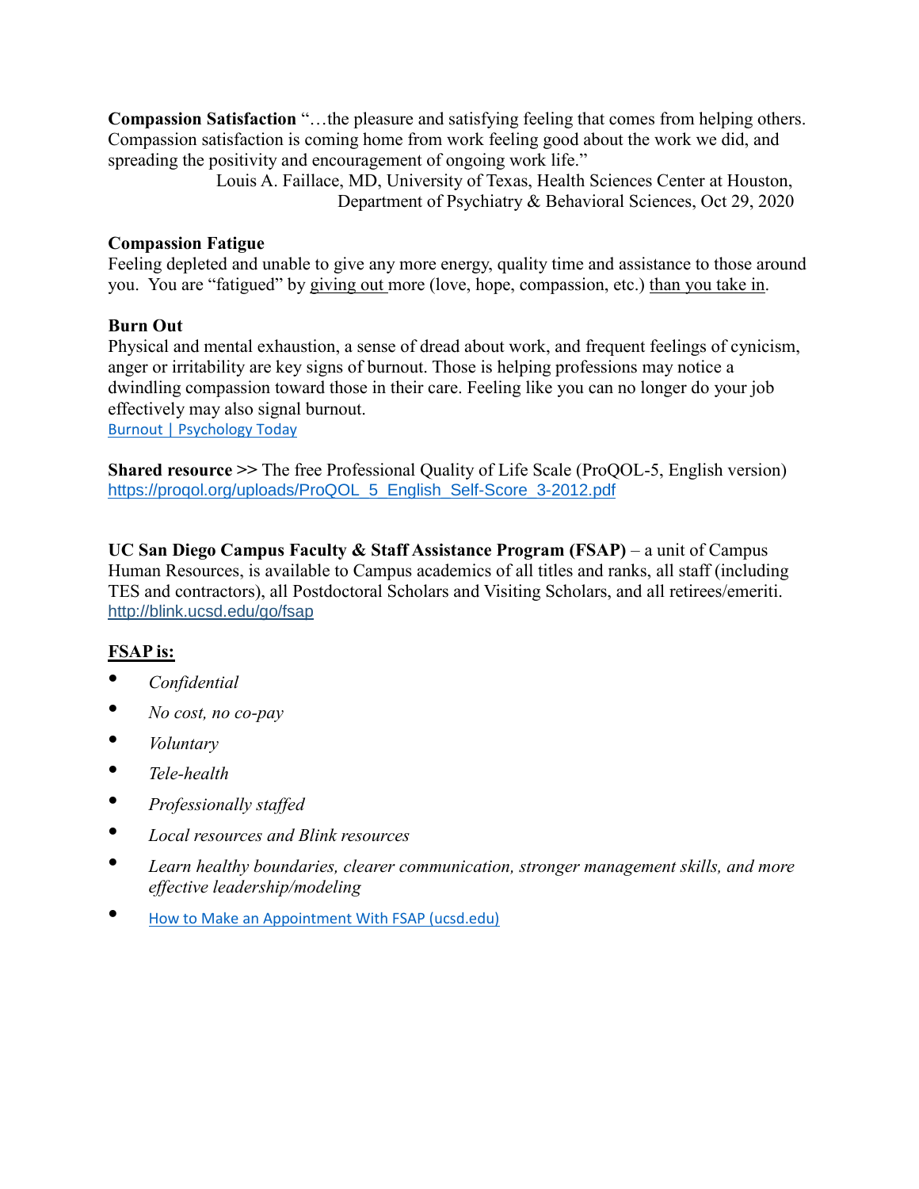**Compassion Satisfaction** "…the pleasure and satisfying feeling that comes from helping others. Compassion satisfaction is coming home from work feeling good about the work we did, and spreading the positivity and encouragement of ongoing work life."

Louis A. Faillace, MD, University of Texas, Health Sciences Center at Houston, Department of Psychiatry & Behavioral Sciences, Oct 29, 2020

**Compassion Fatigue**

Feeling depleted and unable to give any more energy, quality time and assistance to those around you. You are "fatigued" by giving out more (love, hope, compassion, etc.) than you take in.

**Burn Out**

Physical and mental exhaustion, a sense of dread about work, and frequent feelings of cynicism, anger or irritability are key signs of burnout. Those is helping professions may notice a dwindling compassion toward those in their care. Feeling like you can no longer do your job effectively may also signal burnout.

Burnout | Psychology Today

**Shared resource >>** The free Professional Quality of Life Scale (ProQOL-5, English version) https://proqol.org/uploads/ProQOL_5_English_Self-Score_3-2012.pdf

**UC San Diego Campus Faculty & Staff Assistance Program (FSAP)** – a unit of Campus Human Resources, is available to Campus academics of all titles and ranks, all staff (including TES and contractors), all Postdoctoral Scholars and Visiting Scholars, and all retirees/emeriti. http://blink.ucsd.edu/go/fsap

**FSAP is:**

- *Confidential*
- *No cost, no co-pay*
- *Voluntary*
- *Tele-health*
- *Professionally staffed*
- *Local resources and Blink resources*
- *Learn healthy boundaries, clearer communication, stronger management skills, and more effective leadership/modeling*
- How to Make an Appointment With FSAP (ucsd.edu)